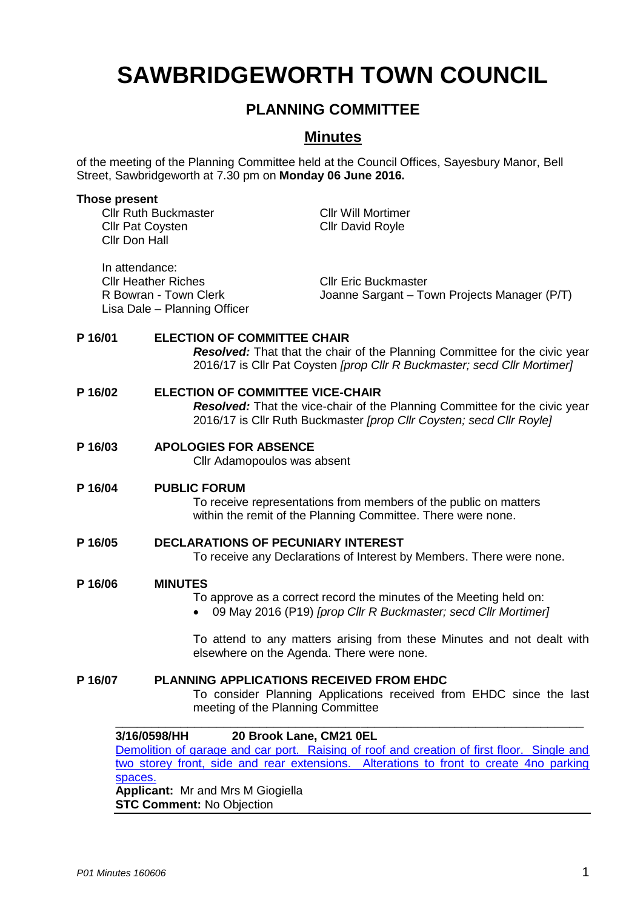# SAWBRIDGEWORTH TOWN COUNCIL

## PLANNING COMMITTEE

## Minutes

of the meeting of the Planning Committee held at the Council Offices, Sayesbury Manor, Bell Street, Sawbridgeworth at 7.30 pm on **Monday 06 June 2016.**

**Those present**

Cllr Ruth Buckmaster
Cllr Pat Coysten
Cllr Don Hall
Cllr Will Mortimer
Cllr David Royle

In attendance:
Cllr Heather Riches
R Bowran - Town Clerk
Lisa Dale – Planning Officer
Cllr Eric Buckmaster
Joanne Sargant – Town Projects Manager (P/T)

**P 16/01 ELECTION OF COMMITTEE CHAIR**

***Resolved:*** That that the chair of the Planning Committee for the civic year 2016/17 is Cllr Pat Coysten *[prop Cllr R Buckmaster; secd Cllr Mortimer]*

**P 16/02 ELECTION OF COMMITTEE VICE-CHAIR**

***Resolved:*** That the vice-chair of the Planning Committee for the civic year 2016/17 is Cllr Ruth Buckmaster *[prop Cllr Coysten; secd Cllr Royle]*

**P 16/03 APOLOGIES FOR ABSENCE**

Cllr Adamopoulos was absent

**P 16/04 PUBLIC FORUM**

To receive representations from members of the public on matters within the remit of the Planning Committee. There were none.

**P 16/05 DECLARATIONS OF PECUNIARY INTEREST**

To receive any Declarations of Interest by Members. There were none.

**P 16/06 MINUTES**

To approve as a correct record the minutes of the Meeting held on:

- 09 May 2016 (P19) *[prop Cllr R Buckmaster; secd Cllr Mortimer]*

To attend to any matters arising from these Minutes and not dealt with elsewhere on the Agenda. There were none.

**P 16/07 PLANNING APPLICATIONS RECEIVED FROM EHDC**

To consider Planning Applications received from EHDC since the last meeting of the Planning Committee

---

**3/16/0598/HH 20 Brook Lane, CM21 0EL**

Demolition of garage and car port. Raising of roof and creation of first floor. Single and two storey front, side and rear extensions. Alterations to front to create 4no parking spaces.

**Applicant:** Mr and Mrs M Giogiella
**STC Comment:** No Objection

---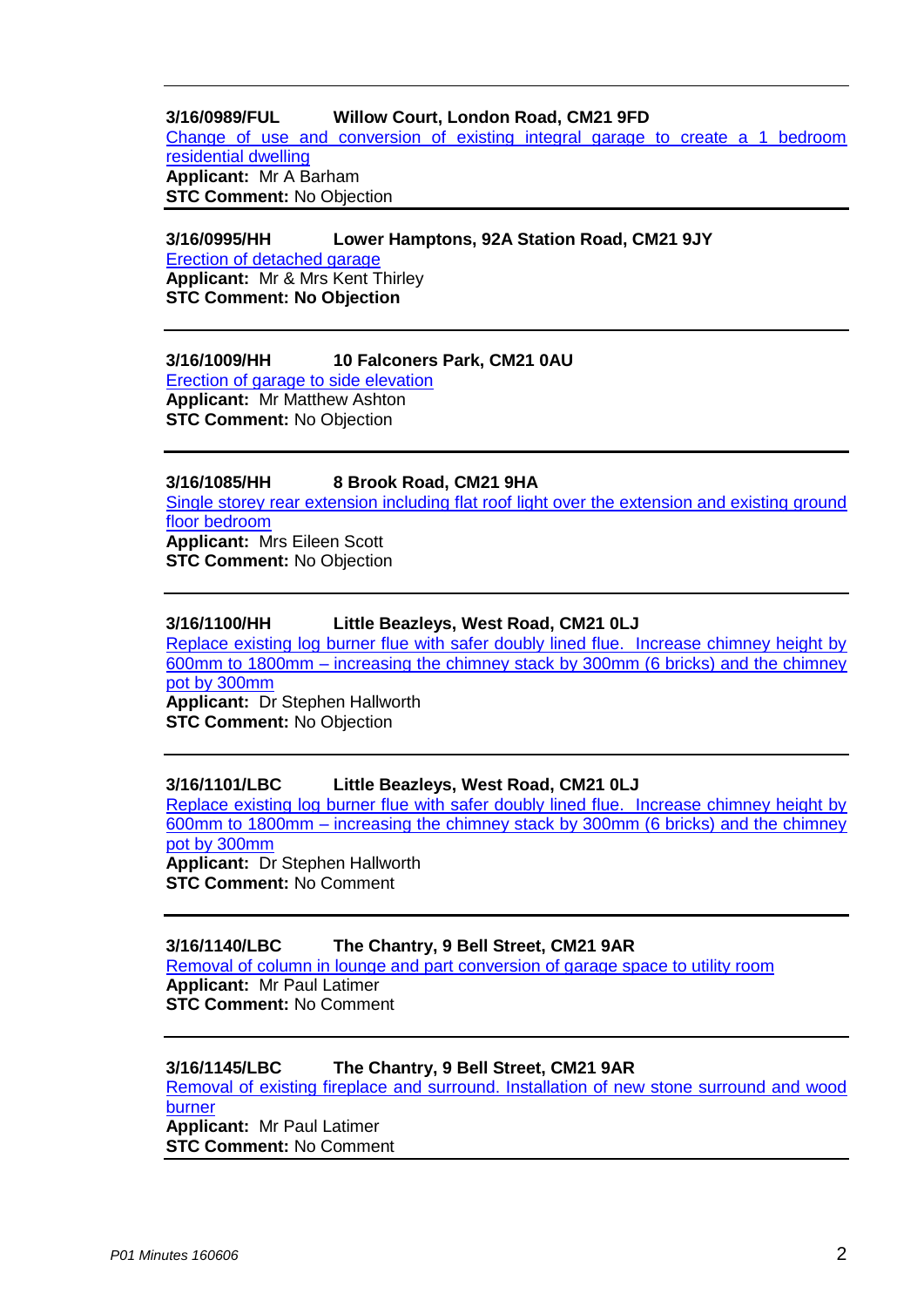---

**3/16/0989/FUL Willow Court, London Road, CM21 9FD**
Change of use and conversion of existing integral garage to create a 1 bedroom residential dwelling
**Applicant:** Mr A Barham
**STC Comment:** No Objection

---

**3/16/0995/HH Lower Hamptons, 92A Station Road, CM21 9JY**
Erection of detached garage
**Applicant:** Mr & Mrs Kent Thirley
**STC Comment: No Objection**

---

**3/16/1009/HH 10 Falconers Park, CM21 0AU**
Erection of garage to side elevation
**Applicant:** Mr Matthew Ashton
**STC Comment:** No Objection

---

**3/16/1085/HH 8 Brook Road, CM21 9HA**
Single storey rear extension including flat roof light over the extension and existing ground floor bedroom
**Applicant:** Mrs Eileen Scott
**STC Comment:** No Objection

---

**3/16/1100/HH Little Beazleys, West Road, CM21 0LJ**
Replace existing log burner flue with safer doubly lined flue. Increase chimney height by 600mm to 1800mm – increasing the chimney stack by 300mm (6 bricks) and the chimney pot by 300mm
**Applicant:** Dr Stephen Hallworth
**STC Comment:** No Objection

---

**3/16/1101/LBC Little Beazleys, West Road, CM21 0LJ**
Replace existing log burner flue with safer doubly lined flue. Increase chimney height by 600mm to 1800mm – increasing the chimney stack by 300mm (6 bricks) and the chimney pot by 300mm
**Applicant:** Dr Stephen Hallworth
**STC Comment:** No Comment

---

**3/16/1140/LBC The Chantry, 9 Bell Street, CM21 9AR**
Removal of column in lounge and part conversion of garage space to utility room
**Applicant:** Mr Paul Latimer
**STC Comment:** No Comment

---

**3/16/1145/LBC The Chantry, 9 Bell Street, CM21 9AR**
Removal of existing fireplace and surround. Installation of new stone surround and wood burner
**Applicant:** Mr Paul Latimer
**STC Comment:** No Comment

---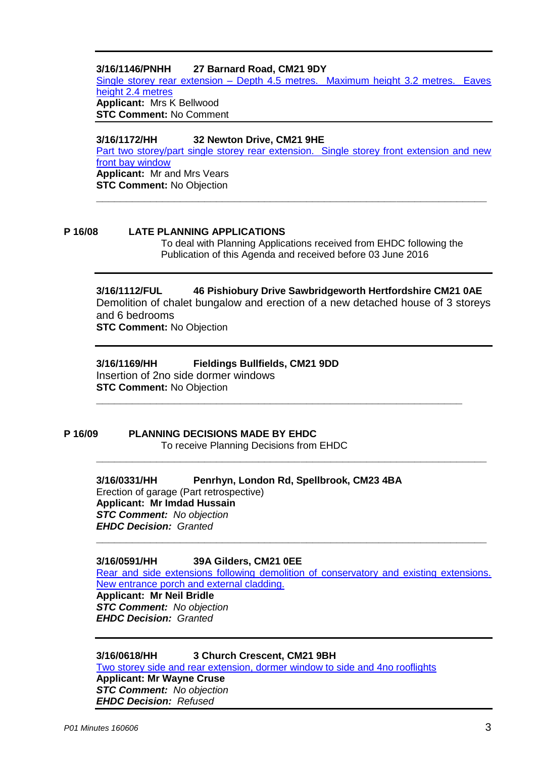---

**3/16/1146/PNHH 27 Barnard Road, CM21 9DY**

Single storey rear extension – Depth 4.5 metres. Maximum height 3.2 metres. Eaves height 2.4 metres

**Applicant:** Mrs K Bellwood

**STC Comment:** No Comment

---

**3/16/1172/HH 32 Newton Drive, CM21 9HE**

Part two storey/part single storey rear extension. Single storey front extension and new front bay window

**Applicant:** Mr and Mrs Vears

**STC Comment:** No Objection

---

**P 16/08 LATE PLANNING APPLICATIONS**

To deal with Planning Applications received from EHDC following the Publication of this Agenda and received before 03 June 2016

---

**3/16/1112/FUL 46 Pishiobury Drive Sawbridgeworth Hertfordshire CM21 0AE**

Demolition of chalet bungalow and erection of a new detached house of 3 storeys and 6 bedrooms

**STC Comment:** No Objection

---

**3/16/1169/HH Fieldings Bullfields, CM21 9DD**

Insertion of 2no side dormer windows

**STC Comment:** No Objection

---

**P 16/09 PLANNING DECISIONS MADE BY EHDC**

To receive Planning Decisions from EHDC

---

**3/16/0331/HH Penrhyn, London Rd, Spellbrook, CM23 4BA**

Erection of garage (Part retrospective)

**Applicant: Mr Imdad Hussain**

***STC Comment:*** *No objection*

***EHDC Decision:*** *Granted*

---

**3/16/0591/HH 39A Gilders, CM21 0EE**

Rear and side extensions following demolition of conservatory and existing extensions. New entrance porch and external cladding.

**Applicant: Mr Neil Bridle**

***STC Comment:*** *No objection*

***EHDC Decision:*** *Granted*

---

**3/16/0618/HH 3 Church Crescent, CM21 9BH**

Two storey side and rear extension, dormer window to side and 4no rooflights

**Applicant: Mr Wayne Cruse**

***STC Comment:*** *No objection*

***EHDC Decision:*** *Refused*

---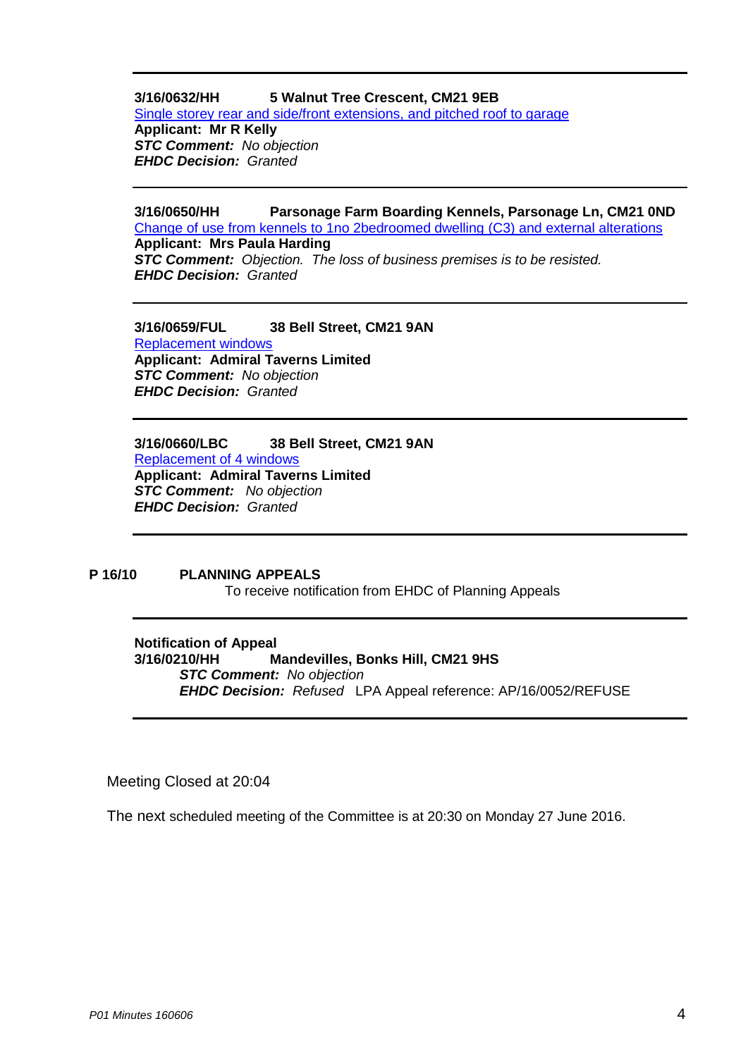---

**3/16/0632/HH      5 Walnut Tree Crescent, CM21 9EB**

Single storey rear and side/front extensions, and pitched roof to garage

**Applicant: Mr R Kelly**

***STC Comment:*** *No objection*

***EHDC Decision:*** *Granted*

---

**3/16/0650/HH      Parsonage Farm Boarding Kennels, Parsonage Ln, CM21 0ND**

Change of use from kennels to 1no 2bedroomed dwelling (C3) and external alterations

**Applicant: Mrs Paula Harding**

***STC Comment:*** *Objection. The loss of business premises is to be resisted.*

***EHDC Decision:*** *Granted*

---

**3/16/0659/FUL      38 Bell Street, CM21 9AN**

Replacement windows

**Applicant: Admiral Taverns Limited**

***STC Comment:*** *No objection*

***EHDC Decision:*** *Granted*

---

**3/16/0660/LBC      38 Bell Street, CM21 9AN**

Replacement of 4 windows

**Applicant: Admiral Taverns Limited**

***STC Comment:*** *No objection*

***EHDC Decision:*** *Granted*

---

**P 16/10      PLANNING APPEALS**

To receive notification from EHDC of Planning Appeals

---

**Notification of Appeal**

**3/16/0210/HH      Mandevilles, Bonks Hill, CM21 9HS**

***STC Comment:*** *No objection*

***EHDC Decision:*** *Refused* LPA Appeal reference: AP/16/0052/REFUSE

---

Meeting Closed at 20:04

The next scheduled meeting of the Committee is at 20:30 on Monday 27 June 2016.